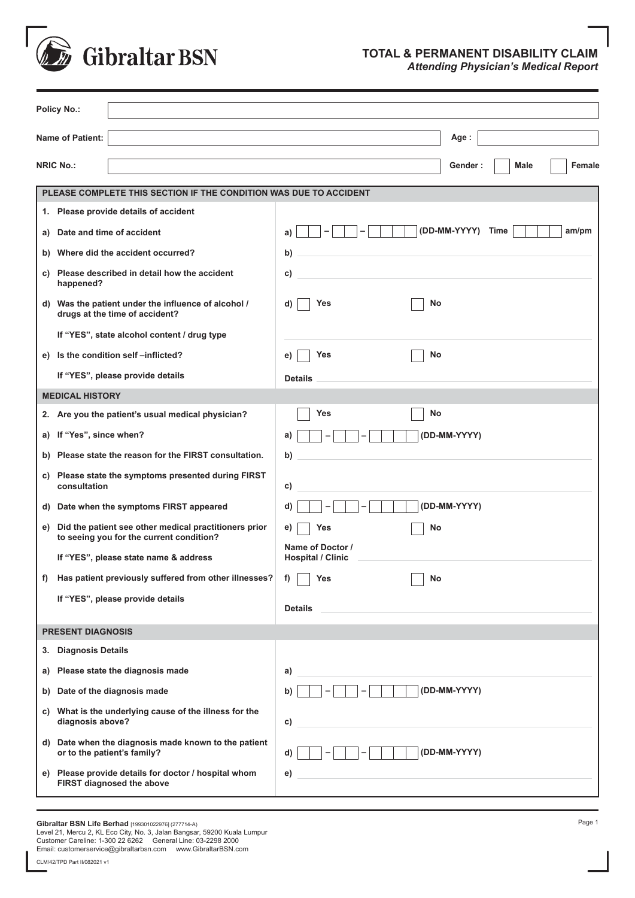Gibraltar BSN

# TOTAL & PERMANENT DISABILITY CLAIM

***Attending Physician's Medical Report***

**Policy No.:** ____________________

**Name of Patient:** ____________________ **Age :** ________

**NRIC No.:** ____________________ **Gender :** ☐ Male ☐ Female

| **PLEASE COMPLETE THIS SECTION IF THE CONDITION WAS DUE TO ACCIDENT** | |
|---|---|
| **1. Please provide details of accident** | |
| **a) Date and time of accident** | **a)** ☐☐ – ☐☐ – ☐☐☐☐ **(DD-MM-YYYY) Time** ☐☐☐☐ **am/pm** |
| **b) Where did the accident occurred?** | **b)** |
| **c) Please described in detail how the accident happened?** | **c)** |
| **d) Was the patient under the influence of alcohol / drugs at the time of accident?** | **d)** ☐ **Yes** ☐ **No** |
| **If "YES", state alcohol content / drug type** | |
| **e) Is the condition self –inflicted?** | **e)** ☐ **Yes** ☐ **No** |
| **If "YES", please provide details** | **Details** |
| **MEDICAL HISTORY** | |
| **2. Are you the patient's usual medical physician?** | ☐ **Yes** ☐ **No** |
| **a) If "Yes", since when?** | **a)** ☐☐ – ☐☐ – ☐☐☐☐ **(DD-MM-YYYY)** |
| **b) Please state the reason for the FIRST consultation.** | **b)** |
| **c) Please state the symptoms presented during FIRST consultation** | **c)** |
| **d) Date when the symptoms FIRST appeared** | **d)** ☐☐ – ☐☐ – ☐☐☐☐ **(DD-MM-YYYY)** |
| **e) Did the patient see other medical practitioners prior to seeing you for the current condition?** | **e)** ☐ **Yes** ☐ **No** |
| **If "YES", please state name & address** | **Name of Doctor / Hospital / Clinic** |
| **f) Has patient previously suffered from other illnesses?** | **f)** ☐ **Yes** ☐ **No** |
| **If "YES", please provide details** | **Details** |
| **PRESENT DIAGNOSIS** | |
| **3. Diagnosis Details** | |
| **a) Please state the diagnosis made** | **a)** |
| **b) Date of the diagnosis made** | **b)** ☐☐ – ☐☐ – ☐☐☐☐ **(DD-MM-YYYY)** |
| **c) What is the underlying cause of the illness for the diagnosis above?** | **c)** |
| **d) Date when the diagnosis made known to the patient or to the patient's family?** | **d)** ☐☐ – ☐☐ – ☐☐☐☐ **(DD-MM-YYYY)** |
| **e) Please provide details for doctor / hospital whom FIRST diagnosed the above** | **e)** |

**Gibraltar BSN Life Berhad** [199301022976] (277714-A)
Level 21, Mercu 2, KL Eco City, No. 3, Jalan Bangsar, 59200 Kuala Lumpur
Customer Careline: 1-300 22 6262 General Line: 03-2298 2000
Email: customerservice@gibraltarbsn.com www.GibraltarBSN.com

CLM/42/TPD Part II/082021 v1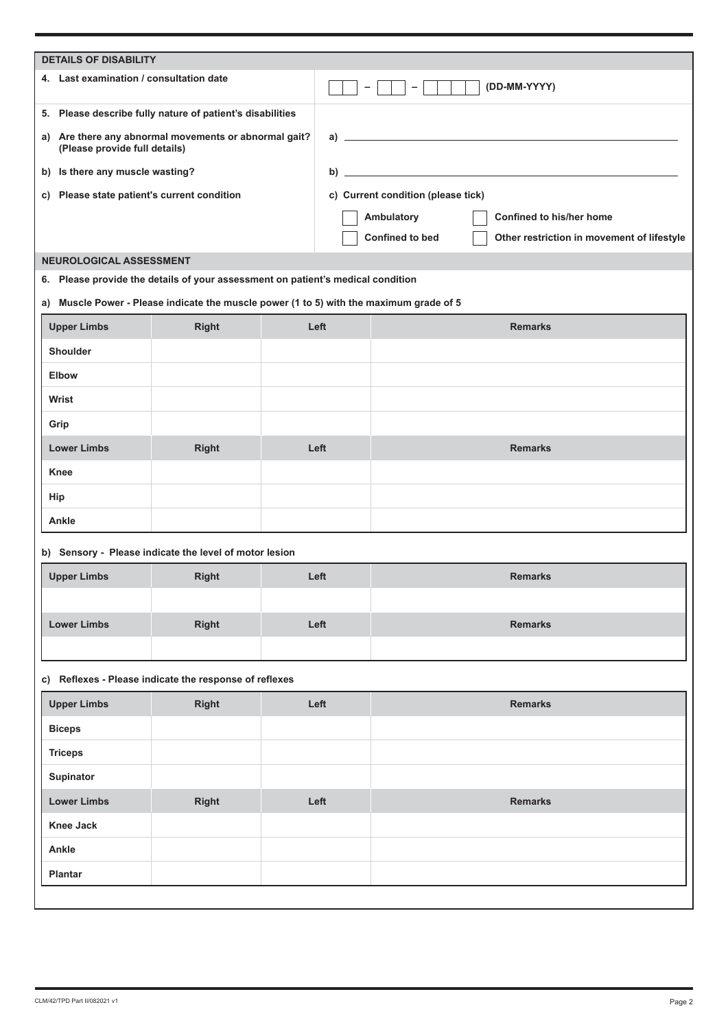## DETAILS OF DISABILITY

**4. Last examination / consultation date**

☐☐ – ☐☐ – ☐☐☐☐ (DD-MM-YYYY)

**5. Please describe fully nature of patient's disabilities**

**a) Are there any abnormal movements or abnormal gait? (Please provide full details)**

a) ______________________________

**b) Is there any muscle wasting?**

b) ______________________________

**c) Please state patient's current condition**

c) Current condition (please tick)

- ☐ Ambulatory
- ☐ Confined to his/her home
- ☐ Confined to bed
- ☐ Other restriction in movement of lifestyle

## NEUROLOGICAL ASSESSMENT

**6. Please provide the details of your assessment on patient's medical condition**

**a) Muscle Power - Please indicate the muscle power (1 to 5) with the maximum grade of 5**

| Upper Limbs | Right | Left | Remarks |
|---|---|---|---|
| Shoulder | | | |
| Elbow | | | |
| Wrist | | | |
| Grip | | | |
| **Lower Limbs** | **Right** | **Left** | **Remarks** |
| Knee | | | |
| Hip | | | |
| Ankle | | | |

**b) Sensory - Please indicate the level of motor lesion**

| Upper Limbs | Right | Left | Remarks |
|---|---|---|---|
| | | | |
| **Lower Limbs** | **Right** | **Left** | **Remarks** |
| | | | |

**c) Reflexes - Please indicate the response of reflexes**

| Upper Limbs | Right | Left | Remarks |
|---|---|---|---|
| Biceps | | | |
| Triceps | | | |
| Supinator | | | |
| **Lower Limbs** | **Right** | **Left** | **Remarks** |
| Knee Jack | | | |
| Ankle | | | |
| Plantar | | | |

CLM/42/TPD Part II/082021 v1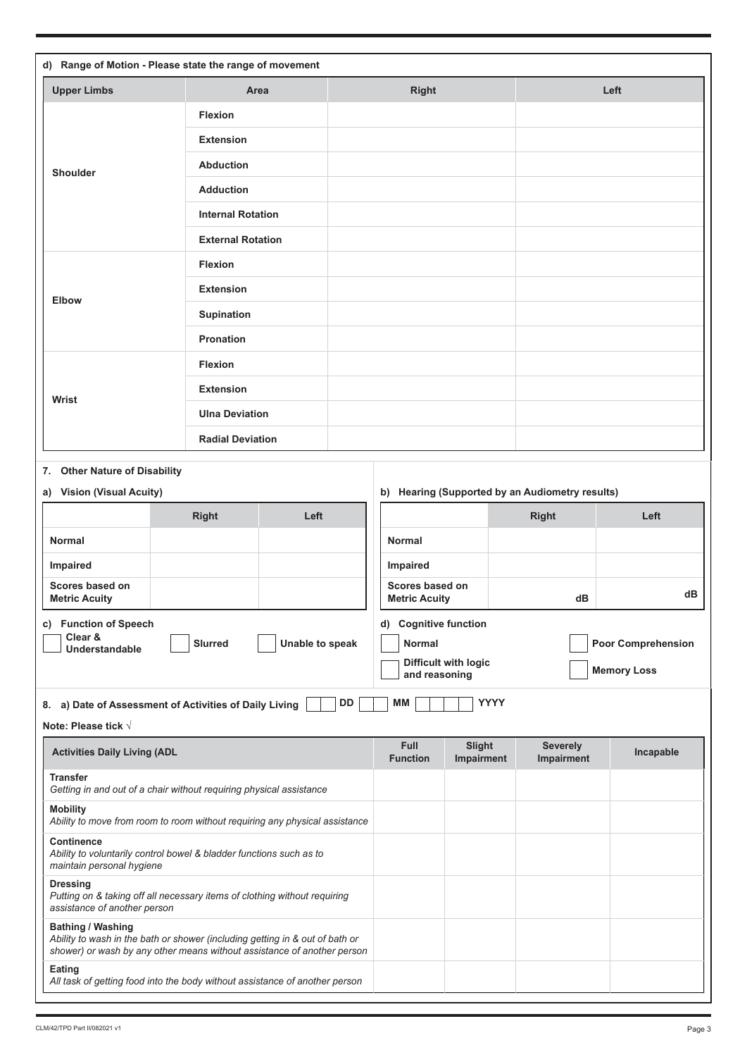**d) Range of Motion - Please state the range of movement**

| Upper Limbs | Area | Right | Left |
|---|---|---|---|
| Shoulder | Flexion | | |
| | Extension | | |
| | Abduction | | |
| | Adduction | | |
| | Internal Rotation | | |
| | External Rotation | | |
| Elbow | Flexion | | |
| | Extension | | |
| | Supination | | |
| | Pronation | | |
| Wrist | Flexion | | |
| | Extension | | |
| | Ulna Deviation | | |
| | Radial Deviation | | |

## 7. Other Nature of Disability

**a) Vision (Visual Acuity)**

| | Right | Left |
|---|---|---|
| Normal | | |
| Impaired | | |
| Scores based on Metric Acuity | | |

**b) Hearing (Supported by an Audiometry results)**

| | Right | Left |
|---|---|---|
| Normal | | |
| Impaired | | |
| Scores based on Metric Acuity | dB | dB |

**c) Function of Speech**

☐ Clear & Understandable ☐ Slurred ☐ Unable to speak

**d) Cognitive function**

☐ Normal ☐ Poor Comprehension

☐ Difficult with logic and reasoning ☐ Memory Loss

## 8. a) Date of Assessment of Activities of Daily Living DD ☐☐ MM ☐☐ YYYY ☐☐☐☐

**Note: Please tick √**

| Activities Daily Living (ADL | Full Function | Slight Impairment | Severely Impairment | Incapable |
|---|---|---|---|---|
| **Transfer**<br>*Getting in and out of a chair without requiring physical assistance* | | | | |
| **Mobility**<br>*Ability to move from room to room without requiring any physical assistance* | | | | |
| **Continence**<br>*Ability to voluntarily control bowel & bladder functions such as to maintain personal hygiene* | | | | |
| **Dressing**<br>*Putting on & taking off all necessary items of clothing without requiring assistance of another person* | | | | |
| **Bathing / Washing**<br>*Ability to wash in the bath or shower (including getting in & out of bath or shower) or wash by any other means without assistance of another person* | | | | |
| **Eating**<br>*All task of getting food into the body without assistance of another person* | | | | |

CLM/42/TPD Part II/082021 v1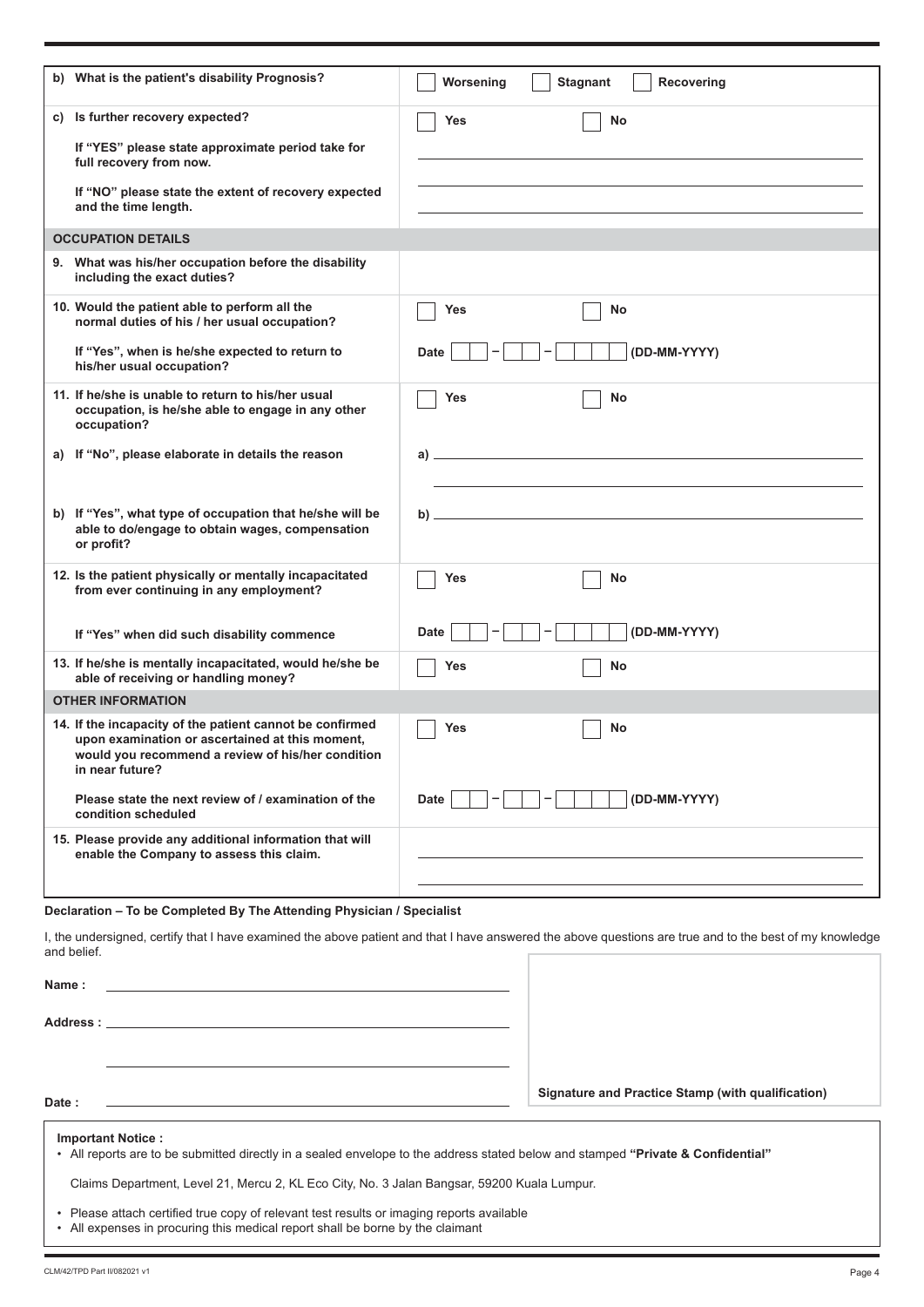| | |
|---|---|
| **b) What is the patient's disability Prognosis?** | ☐ **Worsening** ☐ **Stagnant** ☐ **Recovering** |
| **c) Is further recovery expected?** | ☐ **Yes** ☐ **No** |
| **If "YES" please state approximate period take for full recovery from now.** | |
| **If "NO" please state the extent of recovery expected and the time length.** | |
| **OCCUPATION DETAILS** | |
| **9. What was his/her occupation before the disability including the exact duties?** | |
| **10. Would the patient able to perform all the normal duties of his / her usual occupation?** | ☐ **Yes** ☐ **No** |
| **If "Yes", when is he/she expected to return to his/her usual occupation?** | **Date** ☐☐ – ☐☐ – ☐☐☐☐ **(DD-MM-YYYY)** |
| **11. If he/she is unable to return to his/her usual occupation, is he/she able to engage in any other occupation?** | ☐ **Yes** ☐ **No** |
| **a) If "No", please elaborate in details the reason** | **a)** |
| **b) If "Yes", what type of occupation that he/she will be able to do/engage to obtain wages, compensation or profit?** | **b)** |
| **12. Is the patient physically or mentally incapacitated from ever continuing in any employment?** | ☐ **Yes** ☐ **No** |
| **If "Yes" when did such disability commence** | **Date** ☐☐ – ☐☐ – ☐☐☐☐ **(DD-MM-YYYY)** |
| **13. If he/she is mentally incapacitated, would he/she be able of receiving or handling money?** | ☐ **Yes** ☐ **No** |
| **OTHER INFORMATION** | |
| **14. If the incapacity of the patient cannot be confirmed upon examination or ascertained at this moment, would you recommend a review of his/her condition in near future?** | ☐ **Yes** ☐ **No** |
| **Please state the next review of / examination of the condition scheduled** | **Date** ☐☐ – ☐☐ – ☐☐☐☐ **(DD-MM-YYYY)** |
| **15. Please provide any additional information that will enable the Company to assess this claim.** | |

**Declaration – To be Completed By The Attending Physician / Specialist**

I, the undersigned, certify that I have examined the above patient and that I have answered the above questions are true and to the best of my knowledge and belief.

**Name :** ______________________

**Address :** ______________________

______________________

**Date :** ______________________

**Signature and Practice Stamp (with qualification)**

**Important Notice :**

- All reports are to be submitted directly in a sealed envelope to the address stated below and stamped **"Private & Confidential"**

  Claims Department, Level 21, Mercu 2, KL Eco City, No. 3 Jalan Bangsar, 59200 Kuala Lumpur.

- Please attach certified true copy of relevant test results or imaging reports available
- All expenses in procuring this medical report shall be borne by the claimant

CLM/42/TPD Part II/082021 v1